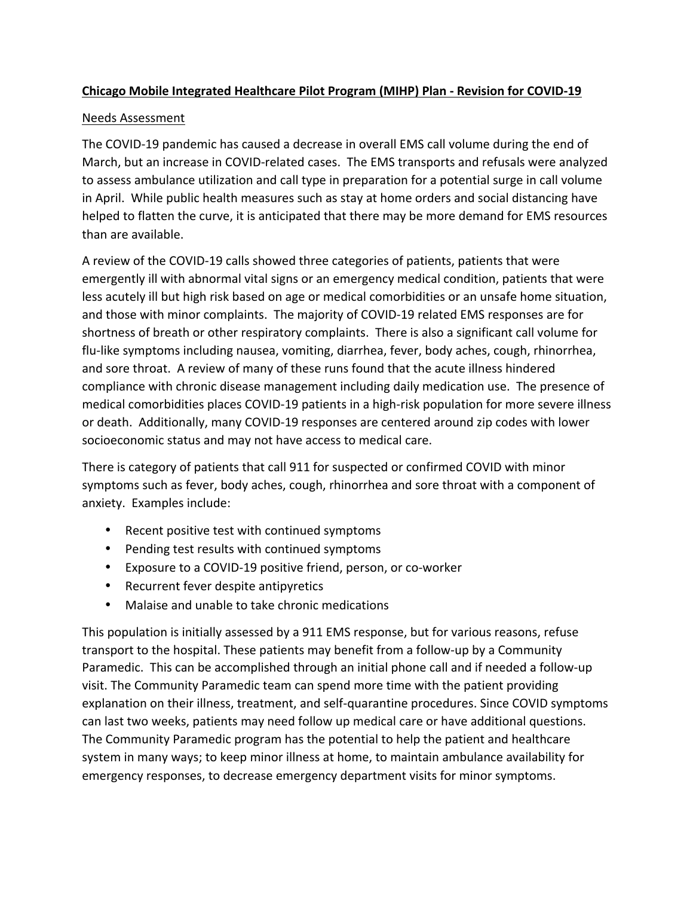**Chicago Mobile Integrated Healthcare Pilot Program (MIHP) Plan - Revision for COVID-19**

Needs Assessment

The COVID-19 pandemic has caused a decrease in overall EMS call volume during the end of March, but an increase in COVID-related cases. The EMS transports and refusals were analyzed to assess ambulance utilization and call type in preparation for a potential surge in call volume in April. While public health measures such as stay at home orders and social distancing have helped to flatten the curve, it is anticipated that there may be more demand for EMS resources than are available.

A review of the COVID-19 calls showed three categories of patients, patients that were emergently ill with abnormal vital signs or an emergency medical condition, patients that were less acutely ill but high risk based on age or medical comorbidities or an unsafe home situation, and those with minor complaints. The majority of COVID-19 related EMS responses are for shortness of breath or other respiratory complaints. There is also a significant call volume for flu-like symptoms including nausea, vomiting, diarrhea, fever, body aches, cough, rhinorrhea, and sore throat. A review of many of these runs found that the acute illness hindered compliance with chronic disease management including daily medication use. The presence of medical comorbidities places COVID-19 patients in a high-risk population for more severe illness or death. Additionally, many COVID-19 responses are centered around zip codes with lower socioeconomic status and may not have access to medical care.

There is category of patients that call 911 for suspected or confirmed COVID with minor symptoms such as fever, body aches, cough, rhinorrhea and sore throat with a component of anxiety. Examples include:

- Recent positive test with continued symptoms
- Pending test results with continued symptoms
- Exposure to a COVID-19 positive friend, person, or co-worker
- Recurrent fever despite antipyretics
- Malaise and unable to take chronic medications

This population is initially assessed by a 911 EMS response, but for various reasons, refuse transport to the hospital. These patients may benefit from a follow-up by a Community Paramedic. This can be accomplished through an initial phone call and if needed a follow-up visit. The Community Paramedic team can spend more time with the patient providing explanation on their illness, treatment, and self-quarantine procedures. Since COVID symptoms can last two weeks, patients may need follow up medical care or have additional questions. The Community Paramedic program has the potential to help the patient and healthcare system in many ways; to keep minor illness at home, to maintain ambulance availability for emergency responses, to decrease emergency department visits for minor symptoms.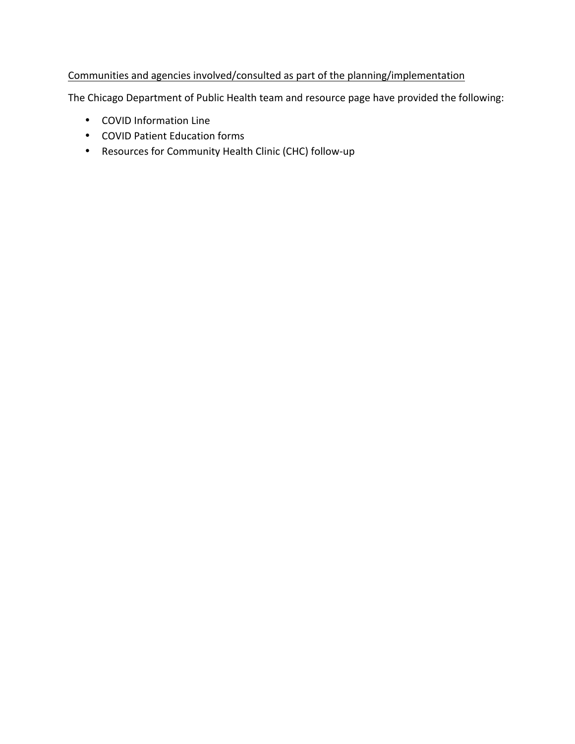<u>Communities and agencies involved/consulted as part of the planning/implementation</u>

The Chicago Department of Public Health team and resource page have provided the following:

- COVID Information Line
- COVID Patient Education forms
- Resources for Community Health Clinic (CHC) follow-up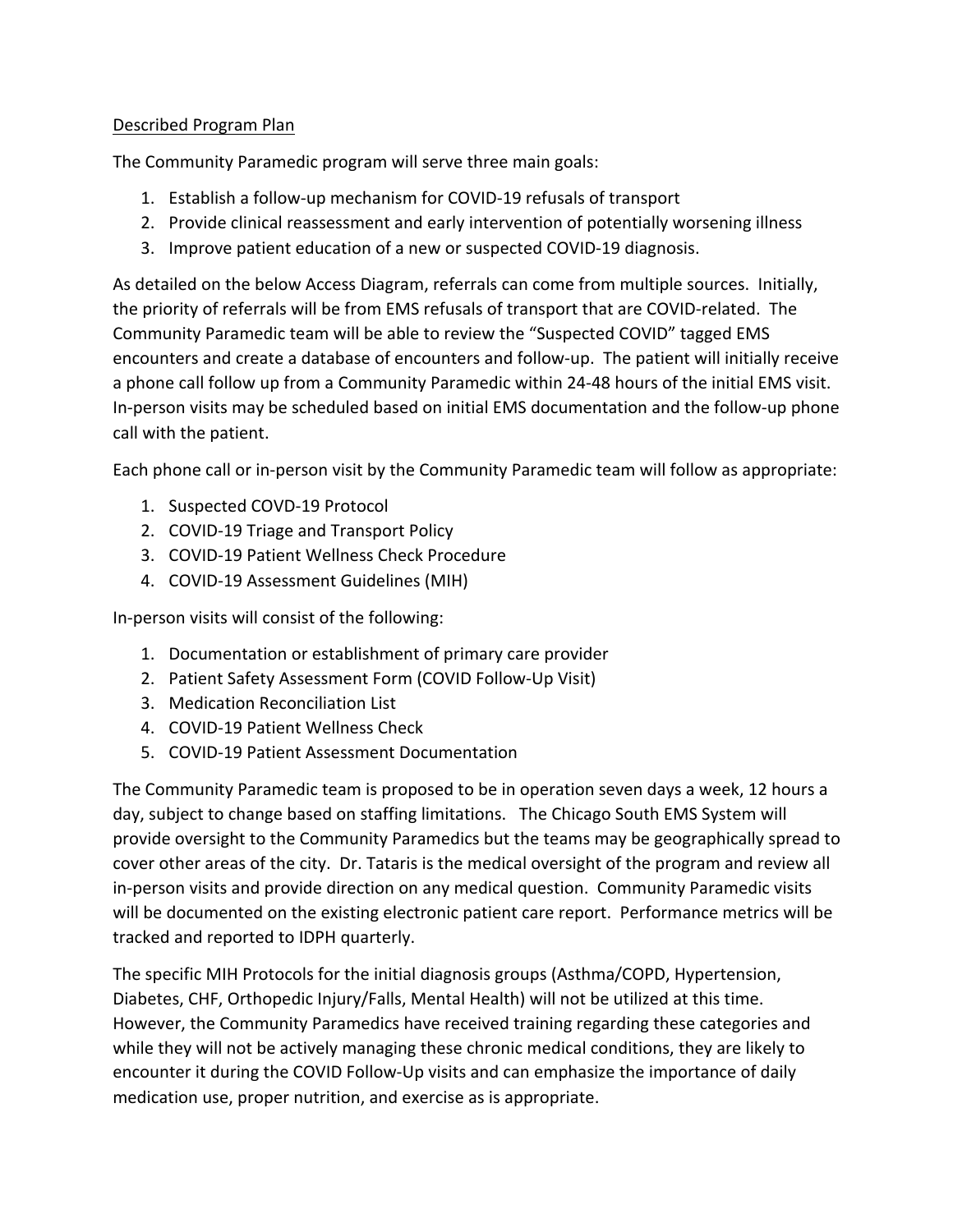<u>Described Program Plan</u>

The Community Paramedic program will serve three main goals:

1. Establish a follow-up mechanism for COVID-19 refusals of transport
2. Provide clinical reassessment and early intervention of potentially worsening illness
3. Improve patient education of a new or suspected COVID-19 diagnosis.

As detailed on the below Access Diagram, referrals can come from multiple sources. Initially, the priority of referrals will be from EMS refusals of transport that are COVID-related. The Community Paramedic team will be able to review the "Suspected COVID" tagged EMS encounters and create a database of encounters and follow-up. The patient will initially receive a phone call follow up from a Community Paramedic within 24-48 hours of the initial EMS visit. In-person visits may be scheduled based on initial EMS documentation and the follow-up phone call with the patient.

Each phone call or in-person visit by the Community Paramedic team will follow as appropriate:

1. Suspected COVD-19 Protocol
2. COVID-19 Triage and Transport Policy
3. COVID-19 Patient Wellness Check Procedure
4. COVID-19 Assessment Guidelines (MIH)

In-person visits will consist of the following:

1. Documentation or establishment of primary care provider
2. Patient Safety Assessment Form (COVID Follow-Up Visit)
3. Medication Reconciliation List
4. COVID-19 Patient Wellness Check
5. COVID-19 Patient Assessment Documentation

The Community Paramedic team is proposed to be in operation seven days a week, 12 hours a day, subject to change based on staffing limitations. The Chicago South EMS System will provide oversight to the Community Paramedics but the teams may be geographically spread to cover other areas of the city. Dr. Tataris is the medical oversight of the program and review all in-person visits and provide direction on any medical question. Community Paramedic visits will be documented on the existing electronic patient care report. Performance metrics will be tracked and reported to IDPH quarterly.

The specific MIH Protocols for the initial diagnosis groups (Asthma/COPD, Hypertension, Diabetes, CHF, Orthopedic Injury/Falls, Mental Health) will not be utilized at this time. However, the Community Paramedics have received training regarding these categories and while they will not be actively managing these chronic medical conditions, they are likely to encounter it during the COVID Follow-Up visits and can emphasize the importance of daily medication use, proper nutrition, and exercise as is appropriate.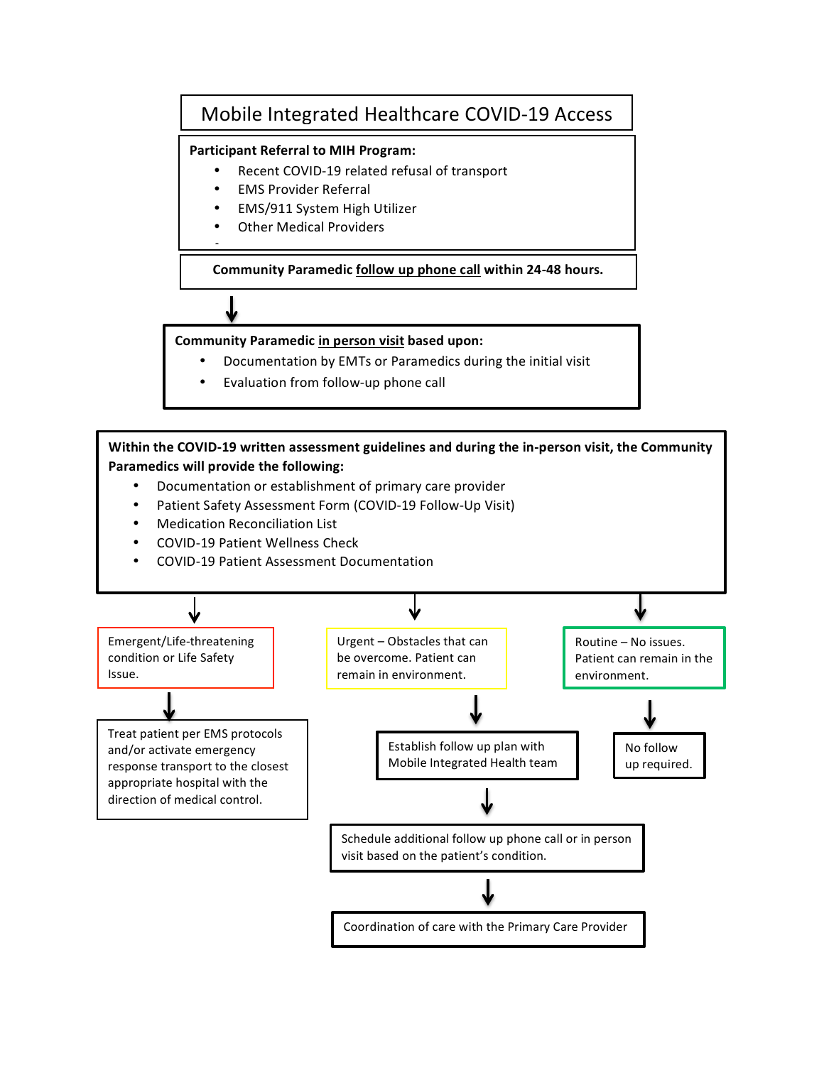# Mobile Integrated Healthcare COVID-19 Access

**Participant Referral to MIH Program:**

- Recent COVID-19 related refusal of transport
- EMS Provider Referral
- EMS/911 System High Utilizer
- Other Medical Providers

**Community Paramedic follow up phone call within 24-48 hours.**

↓

**Community Paramedic in person visit based upon:**

- Documentation by EMTs or Paramedics during the initial visit
- Evaluation from follow-up phone call

**Within the COVID-19 written assessment guidelines and during the in-person visit, the Community Paramedics will provide the following:**

- Documentation or establishment of primary care provider
- Patient Safety Assessment Form (COVID-19 Follow-Up Visit)
- Medication Reconciliation List
- COVID-19 Patient Wellness Check
- COVID-19 Patient Assessment Documentation

↓

Emergent/Life-threatening condition or Life Safety Issue.

↓

Treat patient per EMS protocols and/or activate emergency response transport to the closest appropriate hospital with the direction of medical control.

↓

Urgent – Obstacles that can be overcome. Patient can remain in environment.

↓

Establish follow up plan with Mobile Integrated Health team

↓

Schedule additional follow up phone call or in person visit based on the patient's condition.

↓

Coordination of care with the Primary Care Provider

↓

Routine – No issues. Patient can remain in the environment.

↓

No follow up required.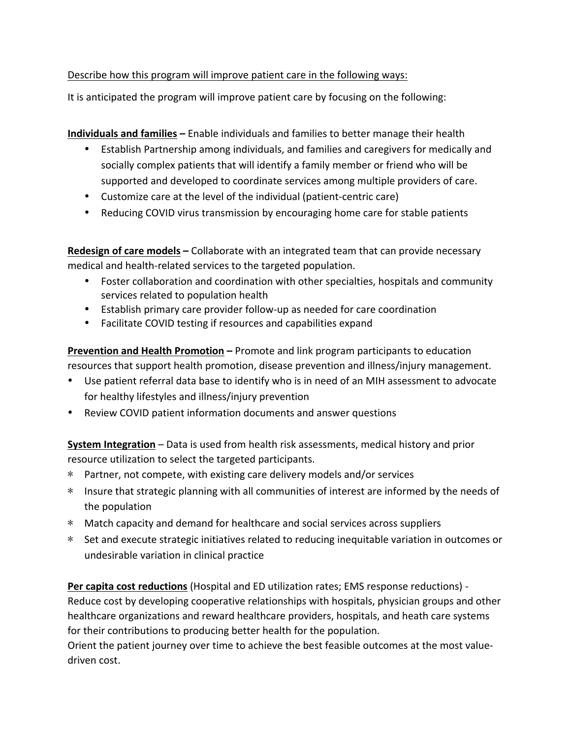<u>Describe how this program will improve patient care in the following ways:</u>

It is anticipated the program will improve patient care by focusing on the following:

**<u>Individuals and families</u> –** Enable individuals and families to better manage their health

- Establish Partnership among individuals, and families and caregivers for medically and socially complex patients that will identify a family member or friend who will be supported and developed to coordinate services among multiple providers of care.
- Customize care at the level of the individual (patient-centric care)
- Reducing COVID virus transmission by encouraging home care for stable patients

**<u>Redesign of care models</u> –** Collaborate with an integrated team that can provide necessary medical and health-related services to the targeted population.

- Foster collaboration and coordination with other specialties, hospitals and community services related to population health
- Establish primary care provider follow-up as needed for care coordination
- Facilitate COVID testing if resources and capabilities expand

**<u>Prevention and Health Promotion</u> –** Promote and link program participants to education resources that support health promotion, disease prevention and illness/injury management.

- Use patient referral data base to identify who is in need of an MIH assessment to advocate for healthy lifestyles and illness/injury prevention
- Review COVID patient information documents and answer questions

**<u>System Integration</u>** – Data is used from health risk assessments, medical history and prior resource utilization to select the targeted participants.

- Partner, not compete, with existing care delivery models and/or services
- Insure that strategic planning with all communities of interest are informed by the needs of the population
- Match capacity and demand for healthcare and social services across suppliers
- Set and execute strategic initiatives related to reducing inequitable variation in outcomes or undesirable variation in clinical practice

**<u>Per capita cost reductions</u>** (Hospital and ED utilization rates; EMS response reductions) - Reduce cost by developing cooperative relationships with hospitals, physician groups and other healthcare organizations and reward healthcare providers, hospitals, and heath care systems for their contributions to producing better health for the population.

Orient the patient journey over time to achieve the best feasible outcomes at the most value-driven cost.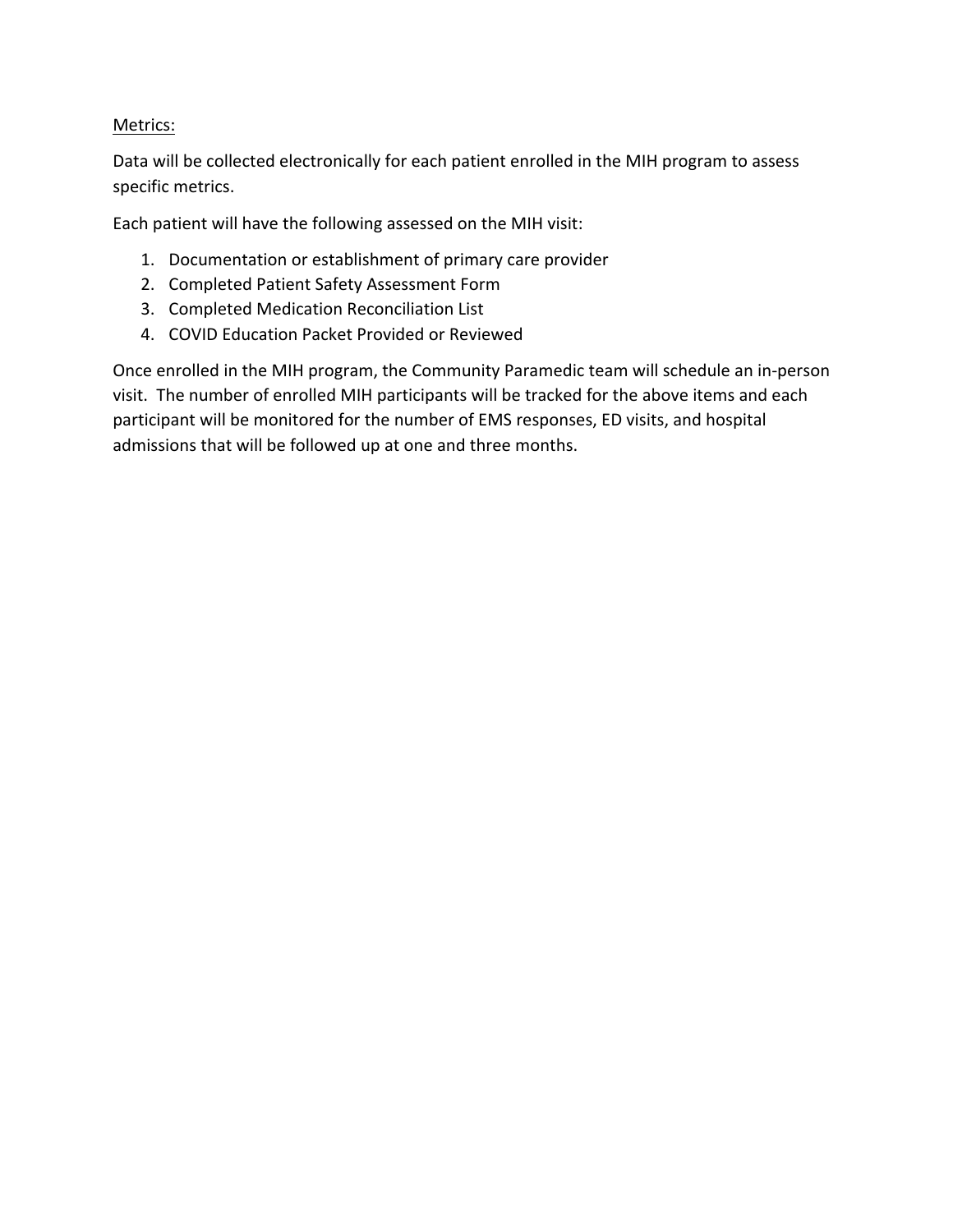<u>Metrics:</u>

Data will be collected electronically for each patient enrolled in the MIH program to assess specific metrics.

Each patient will have the following assessed on the MIH visit:

1. Documentation or establishment of primary care provider
2. Completed Patient Safety Assessment Form
3. Completed Medication Reconciliation List
4. COVID Education Packet Provided or Reviewed

Once enrolled in the MIH program, the Community Paramedic team will schedule an in-person visit. The number of enrolled MIH participants will be tracked for the above items and each participant will be monitored for the number of EMS responses, ED visits, and hospital admissions that will be followed up at one and three months.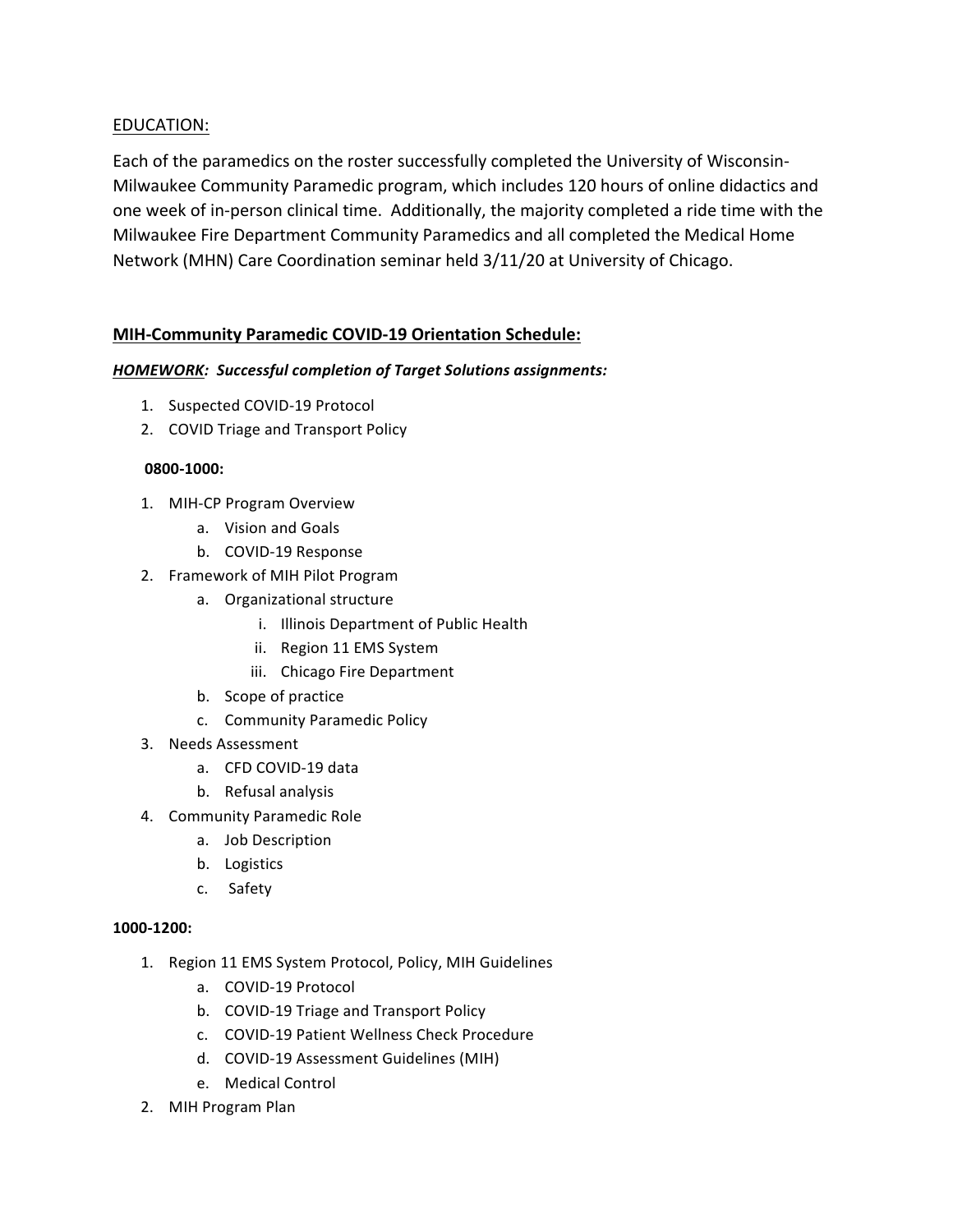EDUCATION:

Each of the paramedics on the roster successfully completed the University of Wisconsin-Milwaukee Community Paramedic program, which includes 120 hours of online didactics and one week of in-person clinical time. Additionally, the majority completed a ride time with the Milwaukee Fire Department Community Paramedics and all completed the Medical Home Network (MHN) Care Coordination seminar held 3/11/20 at University of Chicago.

## MIH-Community Paramedic COVID-19 Orientation Schedule:

***HOMEWORK*: Successful completion of Target Solutions assignments:**

1. Suspected COVID-19 Protocol
2. COVID Triage and Transport Policy

**0800-1000:**

1. MIH-CP Program Overview
    a. Vision and Goals
    b. COVID-19 Response
2. Framework of MIH Pilot Program
    a. Organizational structure
        i. Illinois Department of Public Health
        ii. Region 11 EMS System
        iii. Chicago Fire Department
    b. Scope of practice
    c. Community Paramedic Policy
3. Needs Assessment
    a. CFD COVID-19 data
    b. Refusal analysis
4. Community Paramedic Role
    a. Job Description
    b. Logistics
    c. Safety

**1000-1200:**

1. Region 11 EMS System Protocol, Policy, MIH Guidelines
    a. COVID-19 Protocol
    b. COVID-19 Triage and Transport Policy
    c. COVID-19 Patient Wellness Check Procedure
    d. COVID-19 Assessment Guidelines (MIH)
    e. Medical Control
2. MIH Program Plan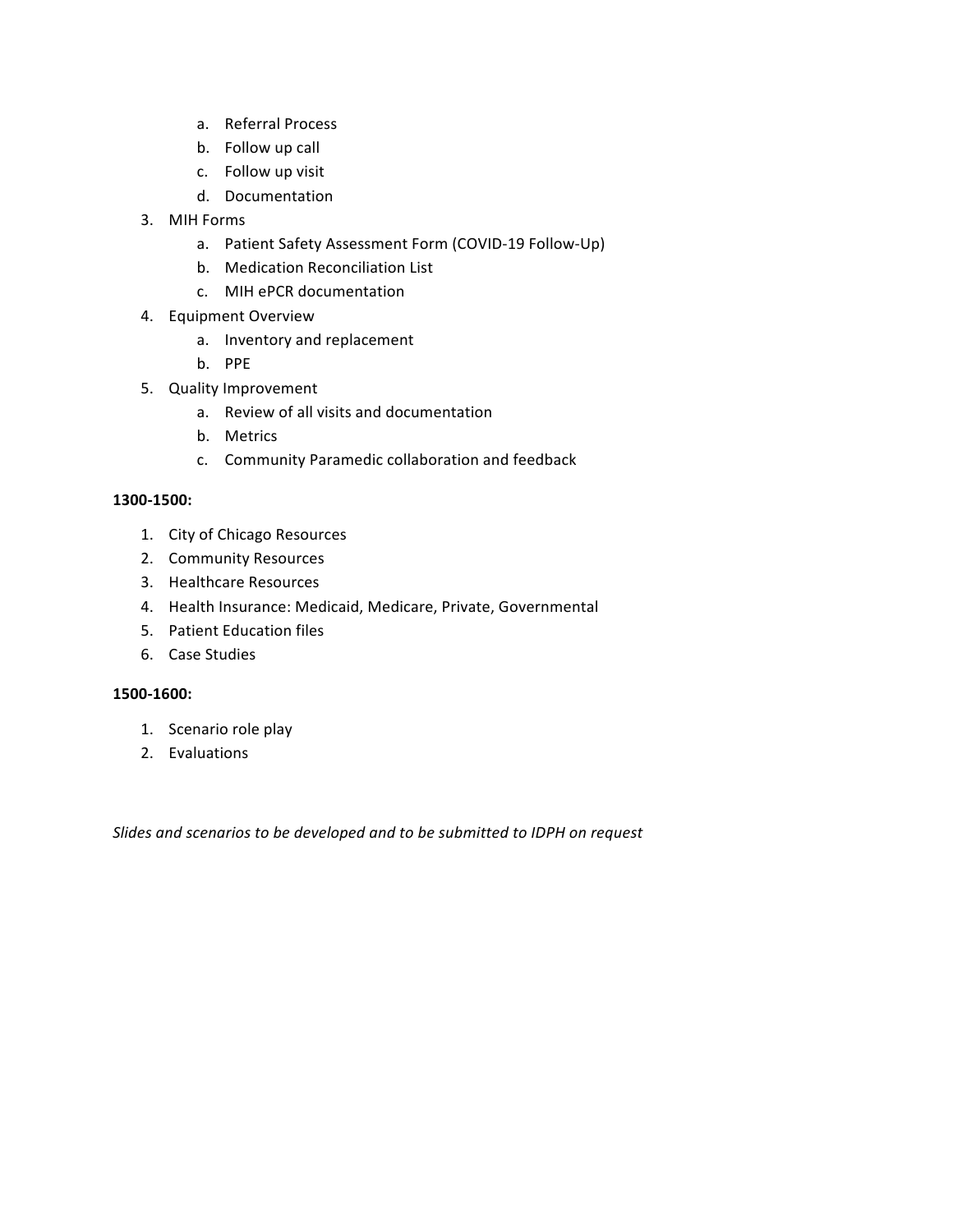a. Referral Process
   b. Follow up call
   c. Follow up visit
   d. Documentation
3. MIH Forms
   a. Patient Safety Assessment Form (COVID-19 Follow-Up)
   b. Medication Reconciliation List
   c. MIH ePCR documentation
4. Equipment Overview
   a. Inventory and replacement
   b. PPE
5. Quality Improvement
   a. Review of all visits and documentation
   b. Metrics
   c. Community Paramedic collaboration and feedback

**1300-1500:**

1. City of Chicago Resources
2. Community Resources
3. Healthcare Resources
4. Health Insurance: Medicaid, Medicare, Private, Governmental
5. Patient Education files
6. Case Studies

**1500-1600:**

1. Scenario role play
2. Evaluations

*Slides and scenarios to be developed and to be submitted to IDPH on request*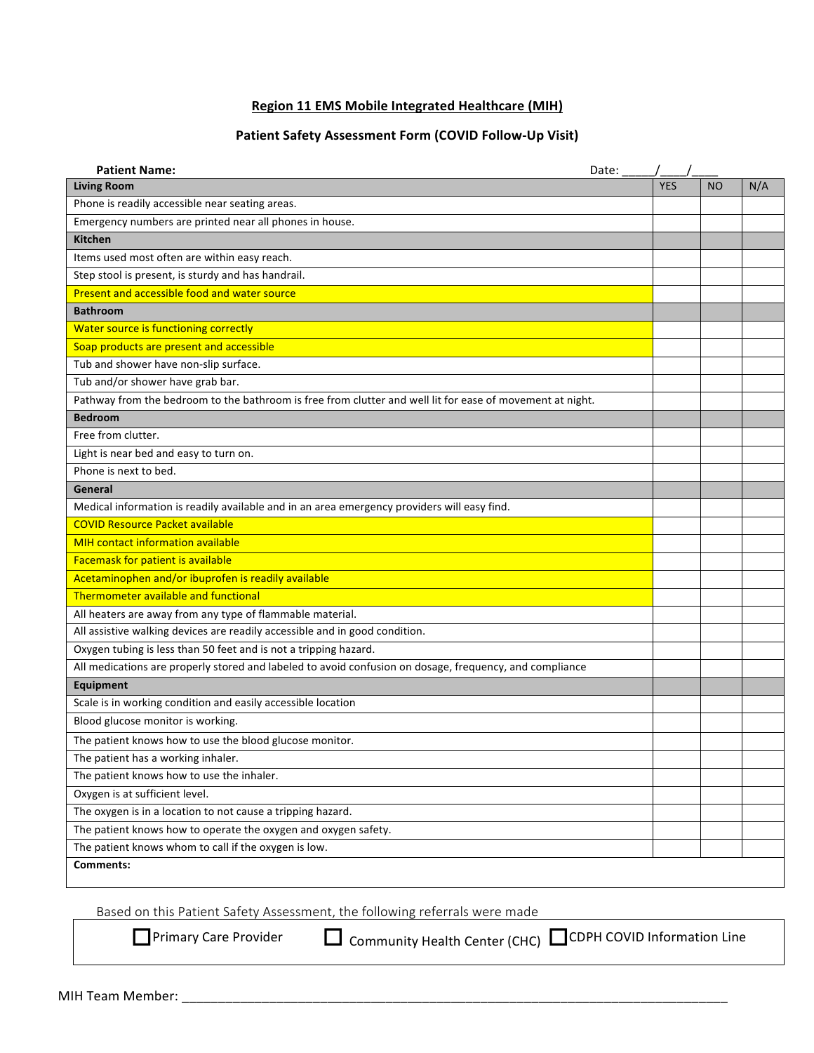**Region 11 EMS Mobile Integrated Healthcare (MIH)**

**Patient Safety Assessment Form (COVID Follow-Up Visit)**

**Patient Name:** Date: _____/____/____

| **Living Room** | YES | NO | N/A |
|---|---|---|---|
| Phone is readily accessible near seating areas. | | | |
| Emergency numbers are printed near all phones in house. | | | |
| **Kitchen** | | | |
| Items used most often are within easy reach. | | | |
| Step stool is present, is sturdy and has handrail. | | | |
| Present and accessible food and water source | | | |
| **Bathroom** | | | |
| Water source is functioning correctly | | | |
| Soap products are present and accessible | | | |
| Tub and shower have non-slip surface. | | | |
| Tub and/or shower have grab bar. | | | |
| Pathway from the bedroom to the bathroom is free from clutter and well lit for ease of movement at night. | | | |
| **Bedroom** | | | |
| Free from clutter. | | | |
| Light is near bed and easy to turn on. | | | |
| Phone is next to bed. | | | |
| **General** | | | |
| Medical information is readily available and in an area emergency providers will easy find. | | | |
| COVID Resource Packet available | | | |
| MIH contact information available | | | |
| Facemask for patient is available | | | |
| Acetaminophen and/or ibuprofen is readily available | | | |
| Thermometer available and functional | | | |
| All heaters are away from any type of flammable material. | | | |
| All assistive walking devices are readily accessible and in good condition. | | | |
| Oxygen tubing is less than 50 feet and is not a tripping hazard. | | | |
| All medications are properly stored and labeled to avoid confusion on dosage, frequency, and compliance | | | |
| **Equipment** | | | |
| Scale is in working condition and easily accessible location | | | |
| Blood glucose monitor is working. | | | |
| The patient knows how to use the blood glucose monitor. | | | |
| The patient has a working inhaler. | | | |
| The patient knows how to use the inhaler. | | | |
| Oxygen is at sufficient level. | | | |
| The oxygen is in a location to not cause a tripping hazard. | | | |
| The patient knows how to operate the oxygen and oxygen safety. | | | |
| The patient knows whom to call if the oxygen is low. | | | |
| **Comments:** | | | |

Based on this Patient Safety Assessment, the following referrals were made

☐ Primary Care Provider ☐ Community Health Center (CHC) ☐ CDPH COVID Information Line

MIH Team Member: ______________________________________________________________________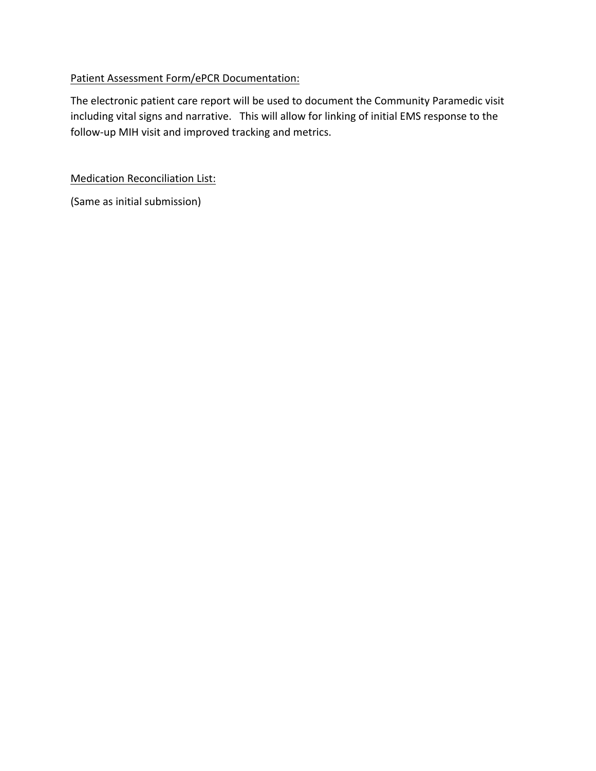<u>Patient Assessment Form/ePCR Documentation:</u>

The electronic patient care report will be used to document the Community Paramedic visit including vital signs and narrative. This will allow for linking of initial EMS response to the follow-up MIH visit and improved tracking and metrics.

<u>Medication Reconciliation List:</u>

(Same as initial submission)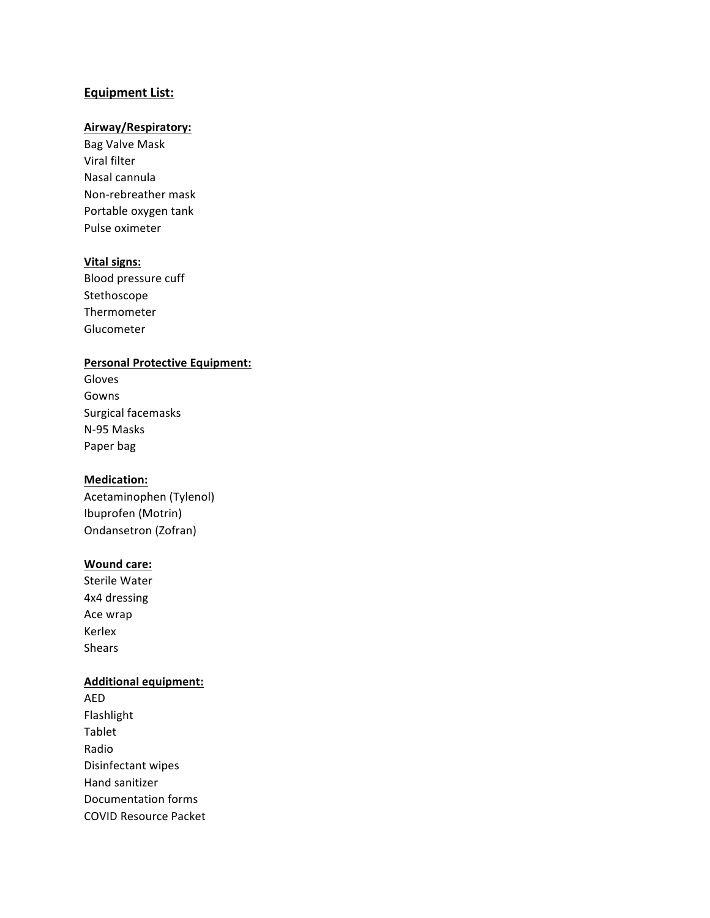## Equipment List:

### Airway/Respiratory:

Bag Valve Mask
Viral filter
Nasal cannula
Non-rebreather mask
Portable oxygen tank
Pulse oximeter

### Vital signs:

Blood pressure cuff
Stethoscope
Thermometer
Glucometer

### Personal Protective Equipment:

Gloves
Gowns
Surgical facemasks
N-95 Masks
Paper bag

### Medication:

Acetaminophen (Tylenol)
Ibuprofen (Motrin)
Ondansetron (Zofran)

### Wound care:

Sterile Water
4x4 dressing
Ace wrap
Kerlex
Shears

### Additional equipment:

AED
Flashlight
Tablet
Radio
Disinfectant wipes
Hand sanitizer
Documentation forms
COVID Resource Packet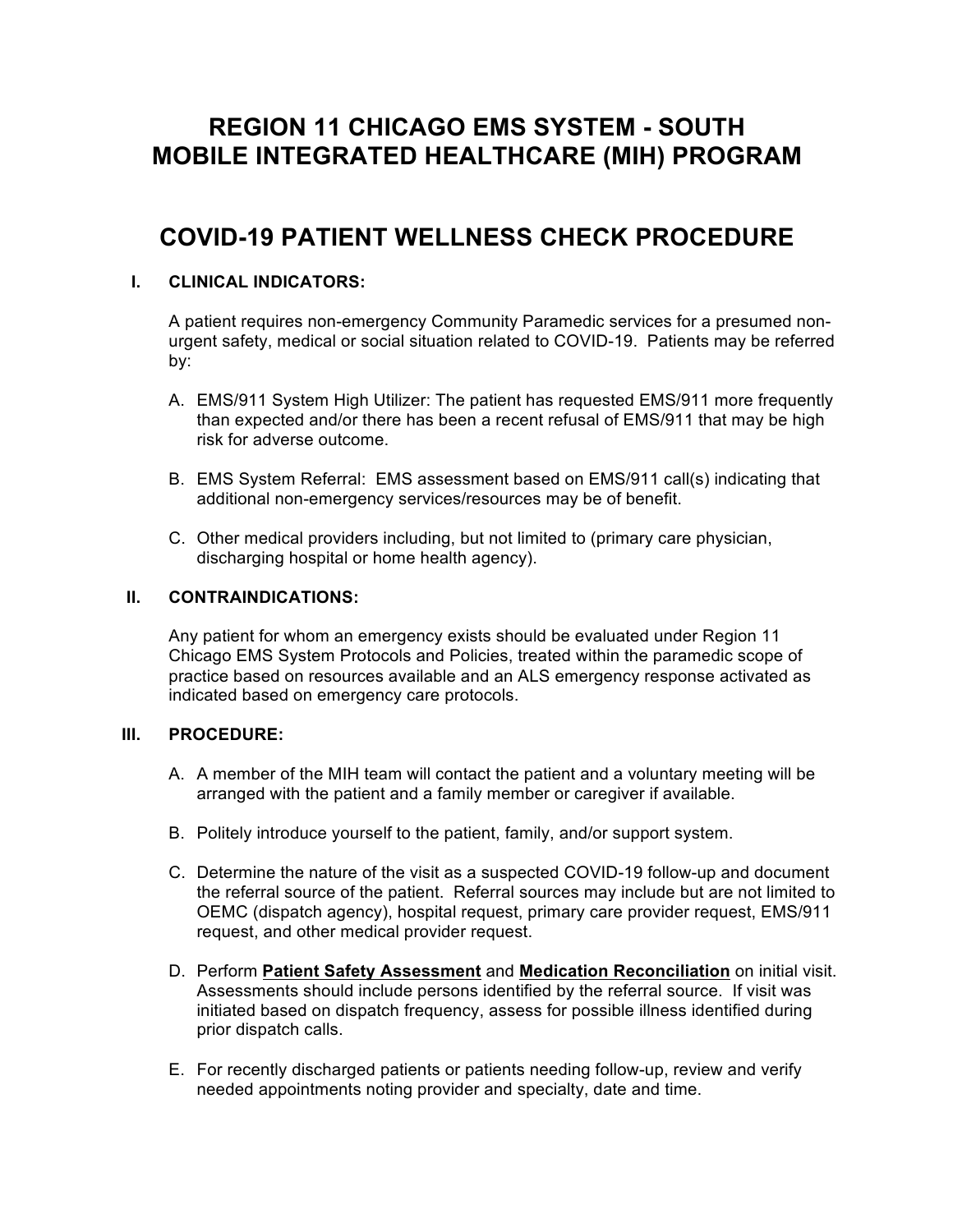# REGION 11 CHICAGO EMS SYSTEM - SOUTH
# MOBILE INTEGRATED HEALTHCARE (MIH) PROGRAM

## COVID-19 PATIENT WELLNESS CHECK PROCEDURE

### I. CLINICAL INDICATORS:

A patient requires non-emergency Community Paramedic services for a presumed non-urgent safety, medical or social situation related to COVID-19. Patients may be referred by:

A. EMS/911 System High Utilizer: The patient has requested EMS/911 more frequently than expected and/or there has been a recent refusal of EMS/911 that may be high risk for adverse outcome.

B. EMS System Referral: EMS assessment based on EMS/911 call(s) indicating that additional non-emergency services/resources may be of benefit.

C. Other medical providers including, but not limited to (primary care physician, discharging hospital or home health agency).

### II. CONTRAINDICATIONS:

Any patient for whom an emergency exists should be evaluated under Region 11 Chicago EMS System Protocols and Policies, treated within the paramedic scope of practice based on resources available and an ALS emergency response activated as indicated based on emergency care protocols.

### III. PROCEDURE:

A. A member of the MIH team will contact the patient and a voluntary meeting will be arranged with the patient and a family member or caregiver if available.

B. Politely introduce yourself to the patient, family, and/or support system.

C. Determine the nature of the visit as a suspected COVID-19 follow-up and document the referral source of the patient. Referral sources may include but are not limited to OEMC (dispatch agency), hospital request, primary care provider request, EMS/911 request, and other medical provider request.

D. Perform **<u>Patient Safety Assessment</u>** and **<u>Medication Reconciliation</u>** on initial visit. Assessments should include persons identified by the referral source. If visit was initiated based on dispatch frequency, assess for possible illness identified during prior dispatch calls.

E. For recently discharged patients or patients needing follow-up, review and verify needed appointments noting provider and specialty, date and time.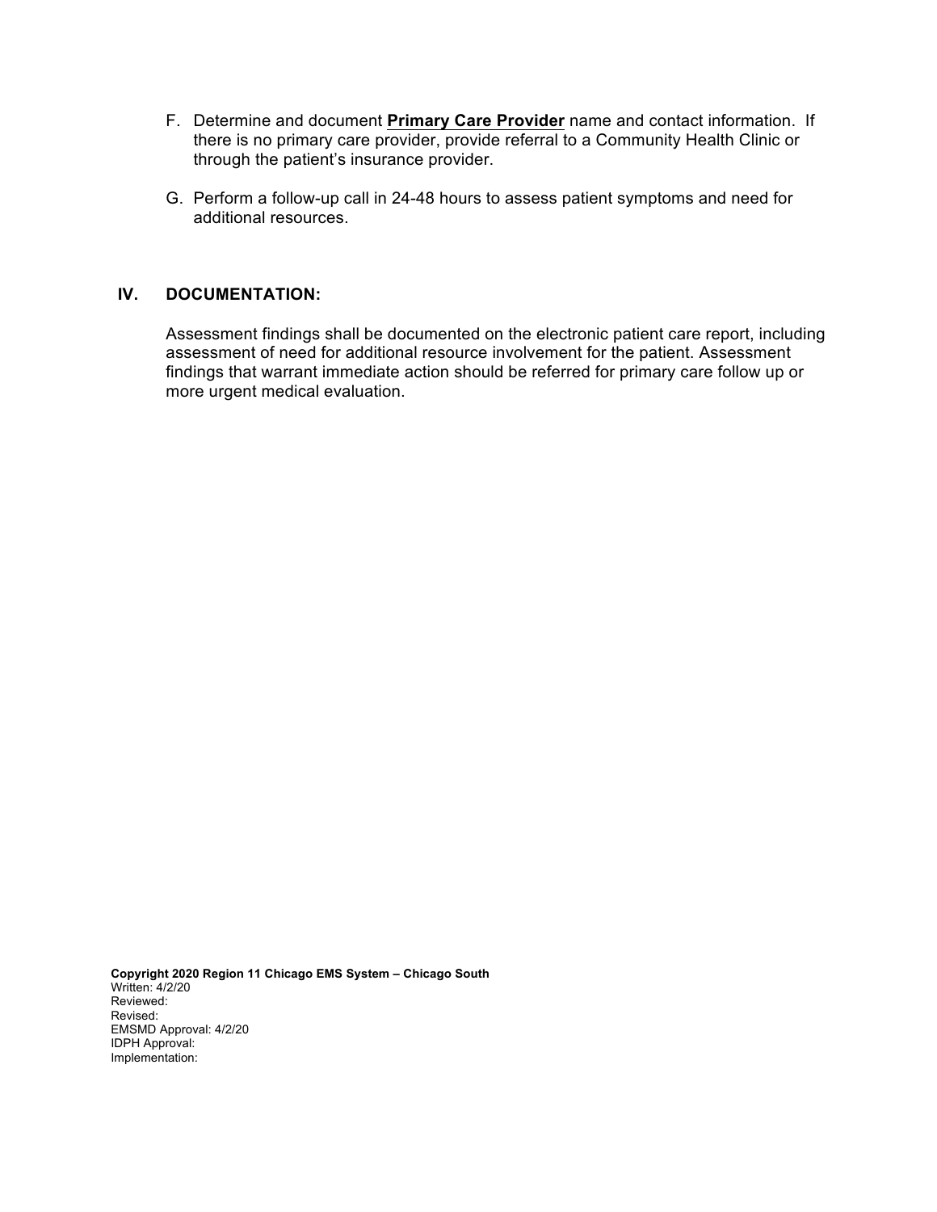F. Determine and document **Primary Care Provider** name and contact information. If there is no primary care provider, provide referral to a Community Health Clinic or through the patient's insurance provider.

G. Perform a follow-up call in 24-48 hours to assess patient symptoms and need for additional resources.

## IV. DOCUMENTATION:

Assessment findings shall be documented on the electronic patient care report, including assessment of need for additional resource involvement for the patient. Assessment findings that warrant immediate action should be referred for primary care follow up or more urgent medical evaluation.

**Copyright 2020 Region 11 Chicago EMS System – Chicago South**
Written: 4/2/20
Reviewed:
Revised:
EMSMD Approval: 4/2/20
IDPH Approval:
Implementation: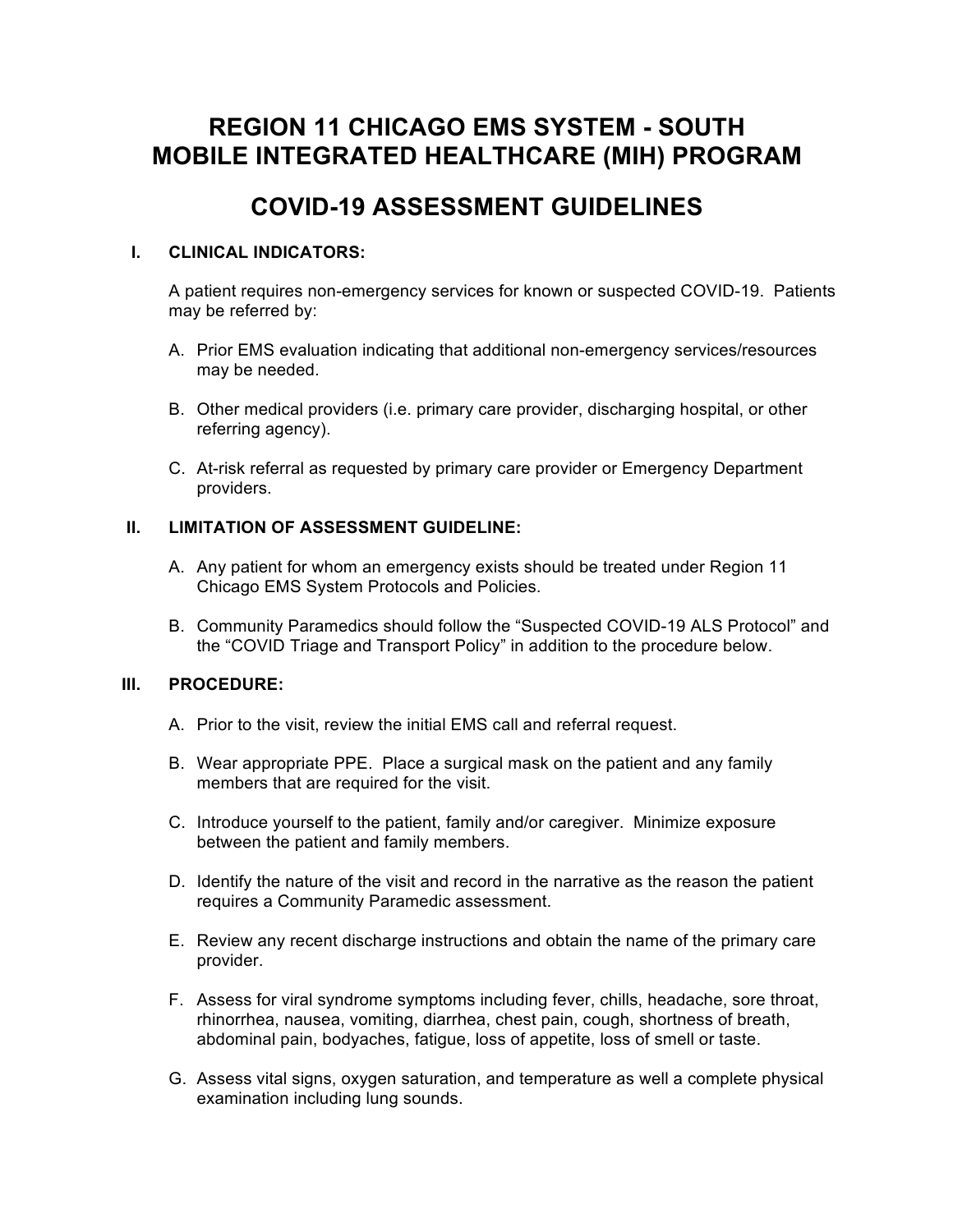# REGION 11 CHICAGO EMS SYSTEM - SOUTH
# MOBILE INTEGRATED HEALTHCARE (MIH) PROGRAM

## COVID-19 ASSESSMENT GUIDELINES

### I. CLINICAL INDICATORS:

A patient requires non-emergency services for known or suspected COVID-19. Patients may be referred by:

A. Prior EMS evaluation indicating that additional non-emergency services/resources may be needed.

B. Other medical providers (i.e. primary care provider, discharging hospital, or other referring agency).

C. At-risk referral as requested by primary care provider or Emergency Department providers.

### II. LIMITATION OF ASSESSMENT GUIDELINE:

A. Any patient for whom an emergency exists should be treated under Region 11 Chicago EMS System Protocols and Policies.

B. Community Paramedics should follow the "Suspected COVID-19 ALS Protocol" and the "COVID Triage and Transport Policy" in addition to the procedure below.

### III. PROCEDURE:

A. Prior to the visit, review the initial EMS call and referral request.

B. Wear appropriate PPE. Place a surgical mask on the patient and any family members that are required for the visit.

C. Introduce yourself to the patient, family and/or caregiver. Minimize exposure between the patient and family members.

D. Identify the nature of the visit and record in the narrative as the reason the patient requires a Community Paramedic assessment.

E. Review any recent discharge instructions and obtain the name of the primary care provider.

F. Assess for viral syndrome symptoms including fever, chills, headache, sore throat, rhinorrhea, nausea, vomiting, diarrhea, chest pain, cough, shortness of breath, abdominal pain, bodyaches, fatigue, loss of appetite, loss of smell or taste.

G. Assess vital signs, oxygen saturation, and temperature as well a complete physical examination including lung sounds.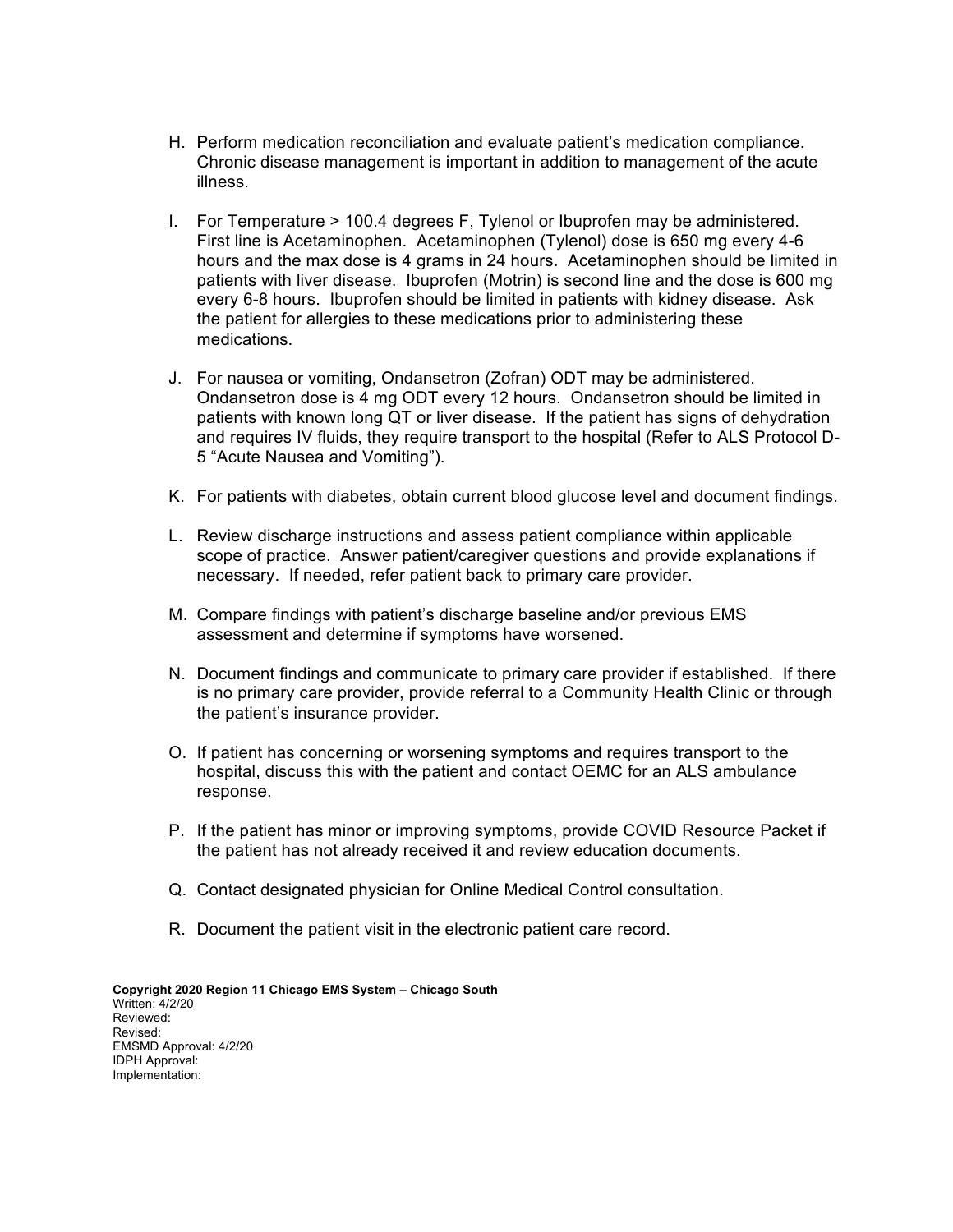H. Perform medication reconciliation and evaluate patient's medication compliance. Chronic disease management is important in addition to management of the acute illness.

I. For Temperature > 100.4 degrees F, Tylenol or Ibuprofen may be administered. First line is Acetaminophen. Acetaminophen (Tylenol) dose is 650 mg every 4-6 hours and the max dose is 4 grams in 24 hours. Acetaminophen should be limited in patients with liver disease. Ibuprofen (Motrin) is second line and the dose is 600 mg every 6-8 hours. Ibuprofen should be limited in patients with kidney disease. Ask the patient for allergies to these medications prior to administering these medications.

J. For nausea or vomiting, Ondansetron (Zofran) ODT may be administered. Ondansetron dose is 4 mg ODT every 12 hours. Ondansetron should be limited in patients with known long QT or liver disease. If the patient has signs of dehydration and requires IV fluids, they require transport to the hospital (Refer to ALS Protocol D-5 "Acute Nausea and Vomiting").

K. For patients with diabetes, obtain current blood glucose level and document findings.

L. Review discharge instructions and assess patient compliance within applicable scope of practice. Answer patient/caregiver questions and provide explanations if necessary. If needed, refer patient back to primary care provider.

M. Compare findings with patient's discharge baseline and/or previous EMS assessment and determine if symptoms have worsened.

N. Document findings and communicate to primary care provider if established. If there is no primary care provider, provide referral to a Community Health Clinic or through the patient's insurance provider.

O. If patient has concerning or worsening symptoms and requires transport to the hospital, discuss this with the patient and contact OEMC for an ALS ambulance response.

P. If the patient has minor or improving symptoms, provide COVID Resource Packet if the patient has not already received it and review education documents.

Q. Contact designated physician for Online Medical Control consultation.

R. Document the patient visit in the electronic patient care record.

**Copyright 2020 Region 11 Chicago EMS System – Chicago South**
Written: 4/2/20
Reviewed:
Revised:
EMSMD Approval: 4/2/20
IDPH Approval:
Implementation: